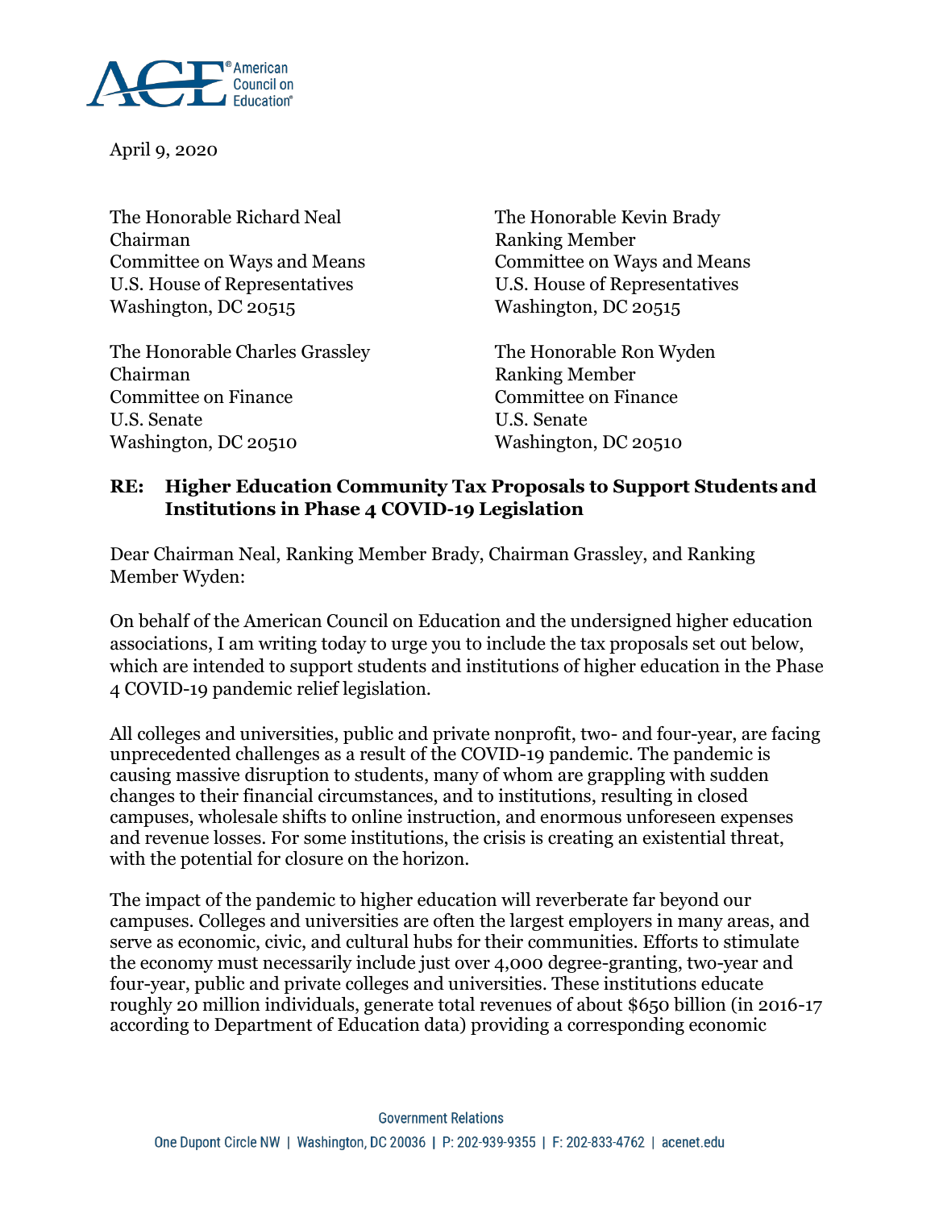April 9, 2020

The Honorable Richard Neal
Chairman
Committee on Ways and Means
U.S. House of Representatives
Washington, DC 20515

The Honorable Kevin Brady
Ranking Member
Committee on Ways and Means
U.S. House of Representatives
Washington, DC 20515

The Honorable Charles Grassley
Chairman
Committee on Finance
U.S. Senate
Washington, DC 20510

The Honorable Ron Wyden
Ranking Member
Committee on Finance
U.S. Senate
Washington, DC 20510

**RE: Higher Education Community Tax Proposals to Support Students and Institutions in Phase 4 COVID-19 Legislation**

Dear Chairman Neal, Ranking Member Brady, Chairman Grassley, and Ranking Member Wyden:

On behalf of the American Council on Education and the undersigned higher education associations, I am writing today to urge you to include the tax proposals set out below, which are intended to support students and institutions of higher education in the Phase 4 COVID-19 pandemic relief legislation.

All colleges and universities, public and private nonprofit, two- and four-year, are facing unprecedented challenges as a result of the COVID-19 pandemic. The pandemic is causing massive disruption to students, many of whom are grappling with sudden changes to their financial circumstances, and to institutions, resulting in closed campuses, wholesale shifts to online instruction, and enormous unforeseen expenses and revenue losses. For some institutions, the crisis is creating an existential threat, with the potential for closure on the horizon.

The impact of the pandemic to higher education will reverberate far beyond our campuses. Colleges and universities are often the largest employers in many areas, and serve as economic, civic, and cultural hubs for their communities. Efforts to stimulate the economy must necessarily include just over 4,000 degree-granting, two-year and four-year, public and private colleges and universities. These institutions educate roughly 20 million individuals, generate total revenues of about $650 billion (in 2016-17 according to Department of Education data) providing a corresponding economic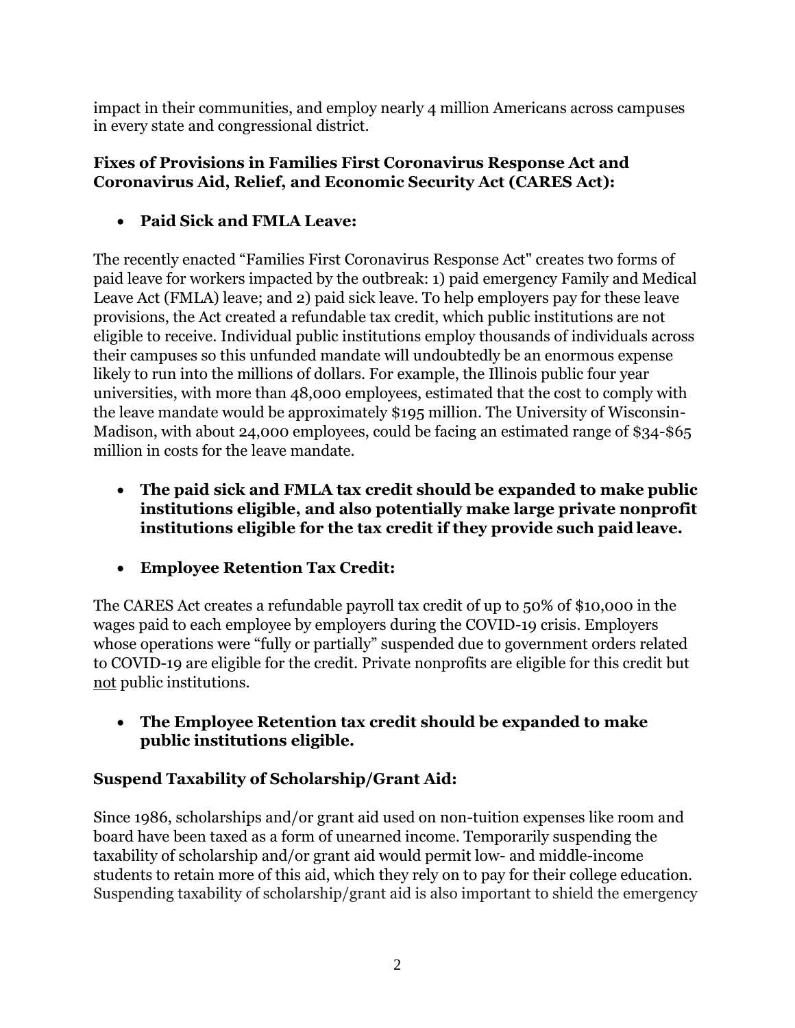impact in their communities, and employ nearly 4 million Americans across campuses in every state and congressional district.

**Fixes of Provisions in Families First Coronavirus Response Act and Coronavirus Aid, Relief, and Economic Security Act (CARES Act):**

- **Paid Sick and FMLA Leave:**

The recently enacted "Families First Coronavirus Response Act" creates two forms of paid leave for workers impacted by the outbreak: 1) paid emergency Family and Medical Leave Act (FMLA) leave; and 2) paid sick leave. To help employers pay for these leave provisions, the Act created a refundable tax credit, which public institutions are not eligible to receive. Individual public institutions employ thousands of individuals across their campuses so this unfunded mandate will undoubtedly be an enormous expense likely to run into the millions of dollars. For example, the Illinois public four year universities, with more than 48,000 employees, estimated that the cost to comply with the leave mandate would be approximately $195 million. The University of Wisconsin-Madison, with about 24,000 employees, could be facing an estimated range of $34-$65 million in costs for the leave mandate.

- **The paid sick and FMLA tax credit should be expanded to make public institutions eligible, and also potentially make large private nonprofit institutions eligible for the tax credit if they provide such paid leave.**

- **Employee Retention Tax Credit:**

The CARES Act creates a refundable payroll tax credit of up to 50% of $10,000 in the wages paid to each employee by employers during the COVID-19 crisis. Employers whose operations were "fully or partially" suspended due to government orders related to COVID-19 are eligible for the credit. Private nonprofits are eligible for this credit but not public institutions.

- **The Employee Retention tax credit should be expanded to make public institutions eligible.**

**Suspend Taxability of Scholarship/Grant Aid:**

Since 1986, scholarships and/or grant aid used on non-tuition expenses like room and board have been taxed as a form of unearned income. Temporarily suspending the taxability of scholarship and/or grant aid would permit low- and middle-income students to retain more of this aid, which they rely on to pay for their college education. Suspending taxability of scholarship/grant aid is also important to shield the emergency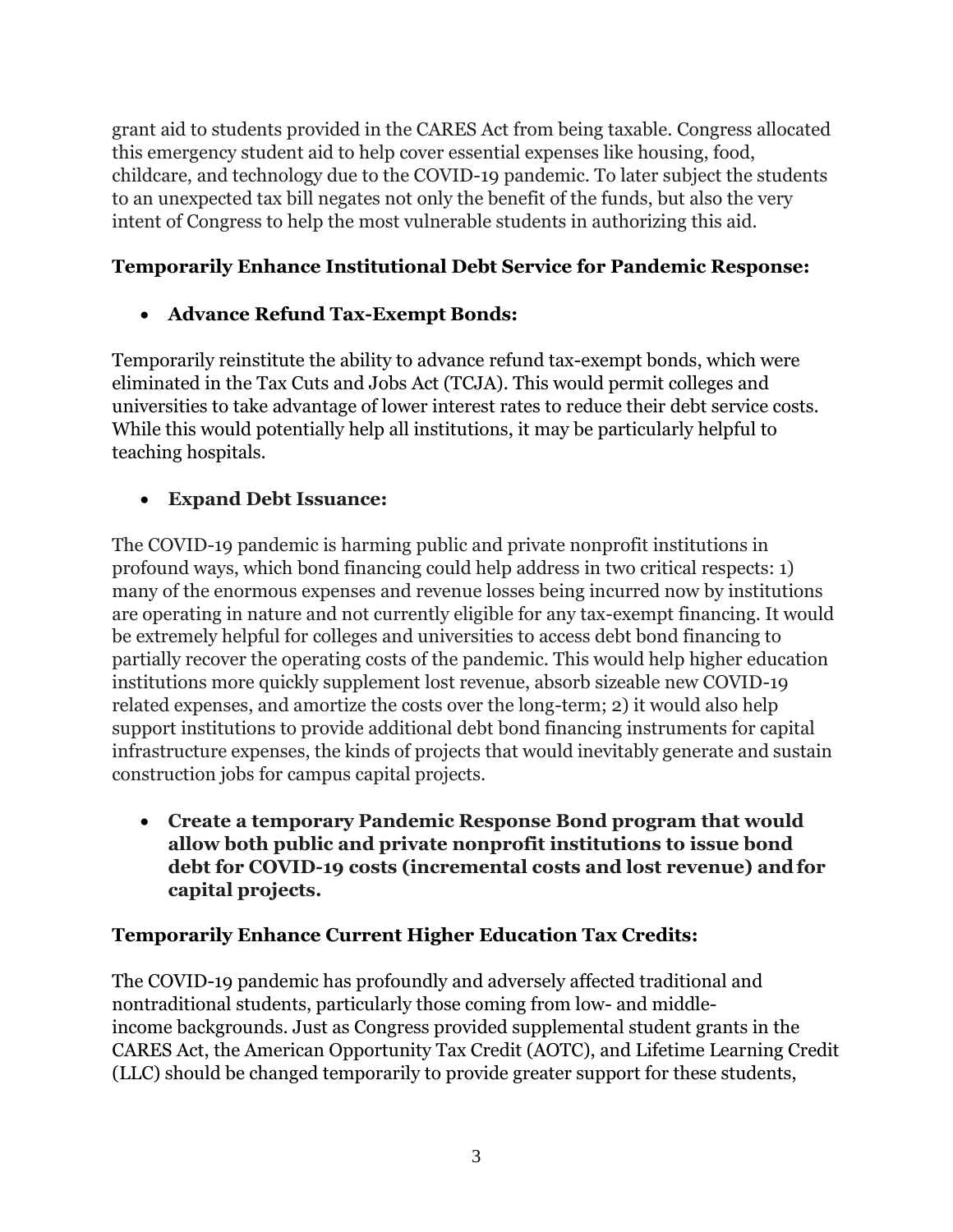grant aid to students provided in the CARES Act from being taxable. Congress allocated this emergency student aid to help cover essential expenses like housing, food, childcare, and technology due to the COVID-19 pandemic. To later subject the students to an unexpected tax bill negates not only the benefit of the funds, but also the very intent of Congress to help the most vulnerable students in authorizing this aid.

**Temporarily Enhance Institutional Debt Service for Pandemic Response:**

- **Advance Refund Tax-Exempt Bonds:**

Temporarily reinstitute the ability to advance refund tax-exempt bonds, which were eliminated in the Tax Cuts and Jobs Act (TCJA). This would permit colleges and universities to take advantage of lower interest rates to reduce their debt service costs. While this would potentially help all institutions, it may be particularly helpful to teaching hospitals.

- **Expand Debt Issuance:**

The COVID-19 pandemic is harming public and private nonprofit institutions in profound ways, which bond financing could help address in two critical respects: 1) many of the enormous expenses and revenue losses being incurred now by institutions are operating in nature and not currently eligible for any tax-exempt financing. It would be extremely helpful for colleges and universities to access debt bond financing to partially recover the operating costs of the pandemic. This would help higher education institutions more quickly supplement lost revenue, absorb sizeable new COVID-19 related expenses, and amortize the costs over the long-term; 2) it would also help support institutions to provide additional debt bond financing instruments for capital infrastructure expenses, the kinds of projects that would inevitably generate and sustain construction jobs for campus capital projects.

- **Create a temporary Pandemic Response Bond program that would allow both public and private nonprofit institutions to issue bond debt for COVID-19 costs (incremental costs and lost revenue) and for capital projects.**

**Temporarily Enhance Current Higher Education Tax Credits:**

The COVID-19 pandemic has profoundly and adversely affected traditional and nontraditional students, particularly those coming from low- and middle-income backgrounds. Just as Congress provided supplemental student grants in the CARES Act, the American Opportunity Tax Credit (AOTC), and Lifetime Learning Credit (LLC) should be changed temporarily to provide greater support for these students,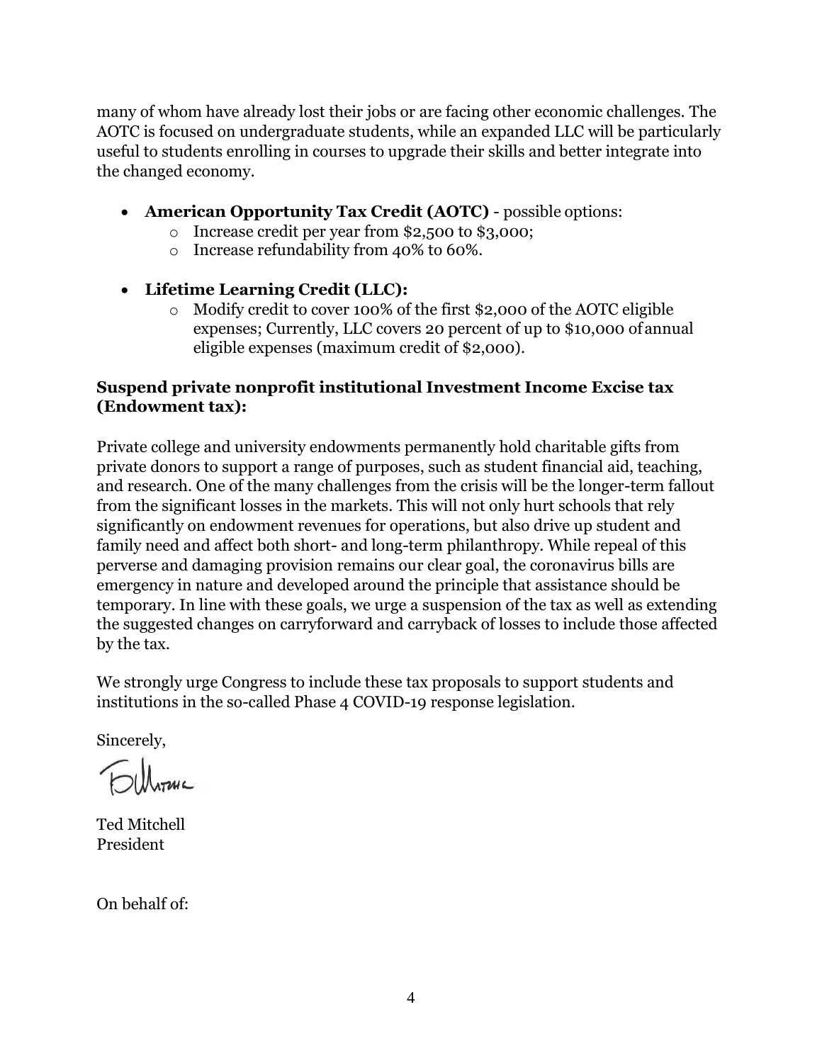many of whom have already lost their jobs or are facing other economic challenges. The AOTC is focused on undergraduate students, while an expanded LLC will be particularly useful to students enrolling in courses to upgrade their skills and better integrate into the changed economy.

- **American Opportunity Tax Credit (AOTC)** - possible options:
  - Increase credit per year from $2,500 to $3,000;
  - Increase refundability from 40% to 60%.

- **Lifetime Learning Credit (LLC):**
  - Modify credit to cover 100% of the first $2,000 of the AOTC eligible expenses; Currently, LLC covers 20 percent of up to $10,000 of annual eligible expenses (maximum credit of $2,000).

**Suspend private nonprofit institutional Investment Income Excise tax (Endowment tax):**

Private college and university endowments permanently hold charitable gifts from private donors to support a range of purposes, such as student financial aid, teaching, and research. One of the many challenges from the crisis will be the longer-term fallout from the significant losses in the markets. This will not only hurt schools that rely significantly on endowment revenues for operations, but also drive up student and family need and affect both short- and long-term philanthropy. While repeal of this perverse and damaging provision remains our clear goal, the coronavirus bills are emergency in nature and developed around the principle that assistance should be temporary. In line with these goals, we urge a suspension of the tax as well as extending the suggested changes on carryforward and carryback of losses to include those affected by the tax.

We strongly urge Congress to include these tax proposals to support students and institutions in the so-called Phase 4 COVID-19 response legislation.

Sincerely,

Ted Mitchell
President

On behalf of: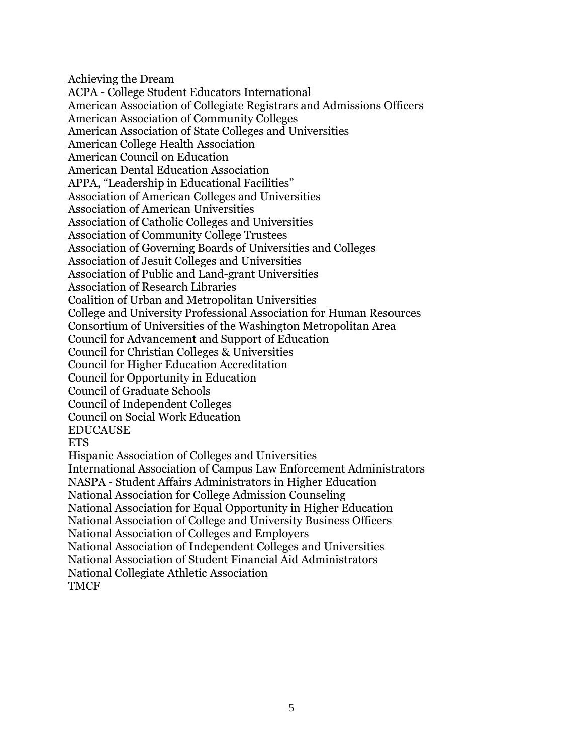Achieving the Dream
ACPA - College Student Educators International
American Association of Collegiate Registrars and Admissions Officers
American Association of Community Colleges
American Association of State Colleges and Universities
American College Health Association
American Council on Education
American Dental Education Association
APPA, "Leadership in Educational Facilities"
Association of American Colleges and Universities
Association of American Universities
Association of Catholic Colleges and Universities
Association of Community College Trustees
Association of Governing Boards of Universities and Colleges
Association of Jesuit Colleges and Universities
Association of Public and Land-grant Universities
Association of Research Libraries
Coalition of Urban and Metropolitan Universities
College and University Professional Association for Human Resources
Consortium of Universities of the Washington Metropolitan Area
Council for Advancement and Support of Education
Council for Christian Colleges & Universities
Council for Higher Education Accreditation
Council for Opportunity in Education
Council of Graduate Schools
Council of Independent Colleges
Council on Social Work Education
EDUCAUSE
ETS
Hispanic Association of Colleges and Universities
International Association of Campus Law Enforcement Administrators
NASPA - Student Affairs Administrators in Higher Education
National Association for College Admission Counseling
National Association for Equal Opportunity in Higher Education
National Association of College and University Business Officers
National Association of Colleges and Employers
National Association of Independent Colleges and Universities
National Association of Student Financial Aid Administrators
National Collegiate Athletic Association
TMCF